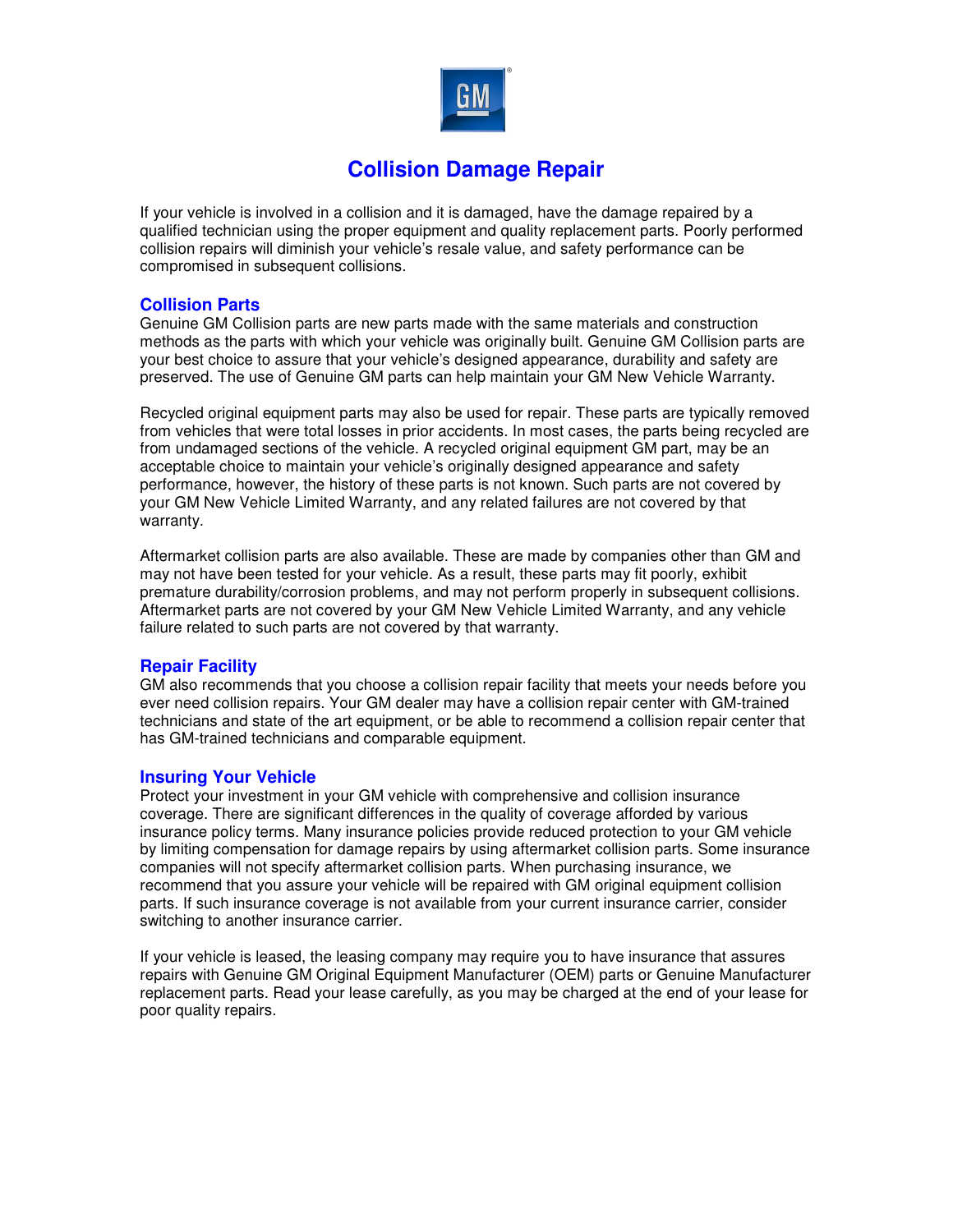# Collision Damage Repair

If your vehicle is involved in a collision and it is damaged, have the damage repaired by a qualified technician using the proper equipment and quality replacement parts. Poorly performed collision repairs will diminish your vehicle's resale value, and safety performance can be compromised in subsequent collisions.

## Collision Parts

Genuine GM Collision parts are new parts made with the same materials and construction methods as the parts with which your vehicle was originally built. Genuine GM Collision parts are your best choice to assure that your vehicle's designed appearance, durability and safety are preserved. The use of Genuine GM parts can help maintain your GM New Vehicle Warranty.

Recycled original equipment parts may also be used for repair. These parts are typically removed from vehicles that were total losses in prior accidents. In most cases, the parts being recycled are from undamaged sections of the vehicle. A recycled original equipment GM part, may be an acceptable choice to maintain your vehicle's originally designed appearance and safety performance, however, the history of these parts is not known. Such parts are not covered by your GM New Vehicle Limited Warranty, and any related failures are not covered by that warranty.

Aftermarket collision parts are also available. These are made by companies other than GM and may not have been tested for your vehicle. As a result, these parts may fit poorly, exhibit premature durability/corrosion problems, and may not perform properly in subsequent collisions. Aftermarket parts are not covered by your GM New Vehicle Limited Warranty, and any vehicle failure related to such parts are not covered by that warranty.

## Repair Facility

GM also recommends that you choose a collision repair facility that meets your needs before you ever need collision repairs. Your GM dealer may have a collision repair center with GM-trained technicians and state of the art equipment, or be able to recommend a collision repair center that has GM-trained technicians and comparable equipment.

## Insuring Your Vehicle

Protect your investment in your GM vehicle with comprehensive and collision insurance coverage. There are significant differences in the quality of coverage afforded by various insurance policy terms. Many insurance policies provide reduced protection to your GM vehicle by limiting compensation for damage repairs by using aftermarket collision parts. Some insurance companies will not specify aftermarket collision parts. When purchasing insurance, we recommend that you assure your vehicle will be repaired with GM original equipment collision parts. If such insurance coverage is not available from your current insurance carrier, consider switching to another insurance carrier.

If your vehicle is leased, the leasing company may require you to have insurance that assures repairs with Genuine GM Original Equipment Manufacturer (OEM) parts or Genuine Manufacturer replacement parts. Read your lease carefully, as you may be charged at the end of your lease for poor quality repairs.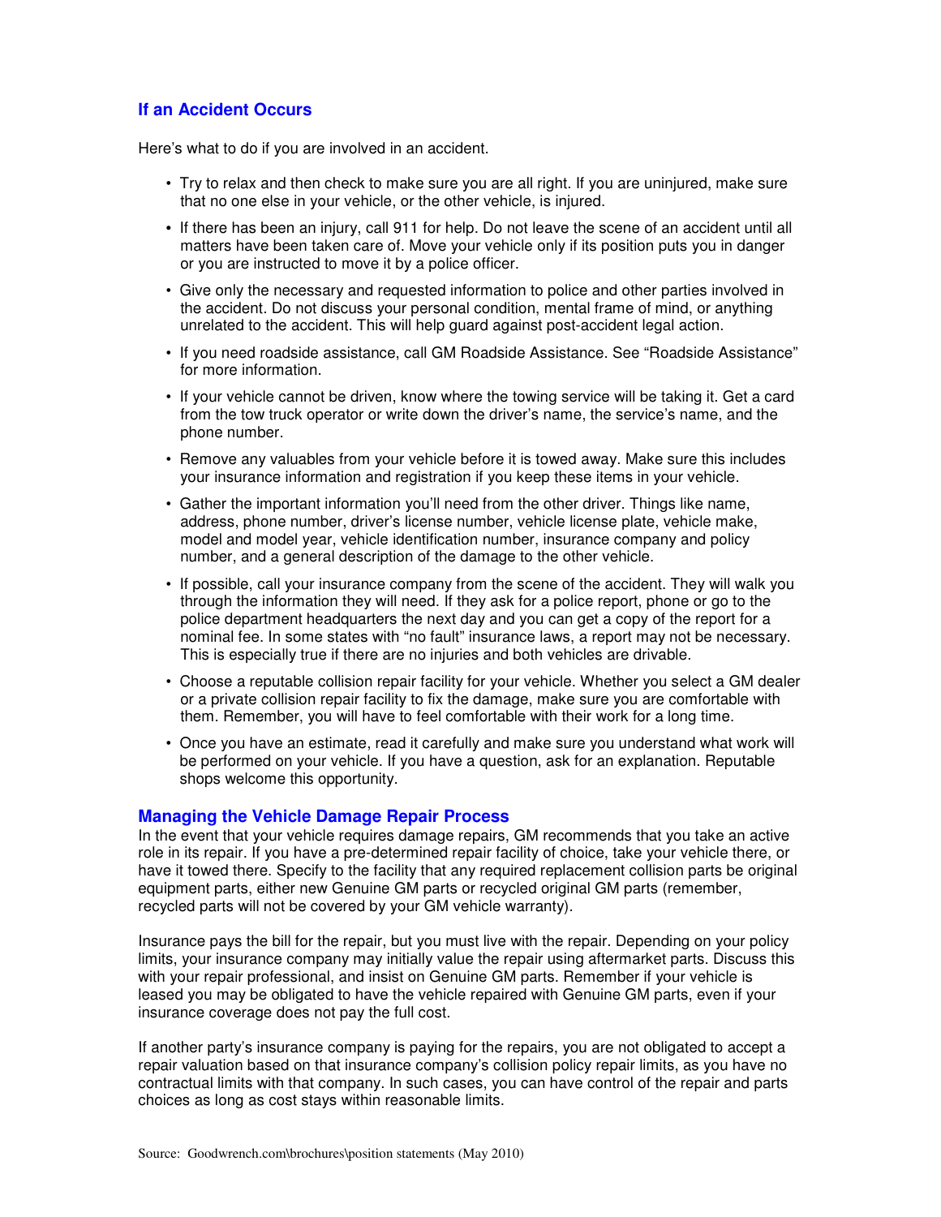## If an Accident Occurs

Here's what to do if you are involved in an accident.

- Try to relax and then check to make sure you are all right. If you are uninjured, make sure that no one else in your vehicle, or the other vehicle, is injured.
- If there has been an injury, call 911 for help. Do not leave the scene of an accident until all matters have been taken care of. Move your vehicle only if its position puts you in danger or you are instructed to move it by a police officer.
- Give only the necessary and requested information to police and other parties involved in the accident. Do not discuss your personal condition, mental frame of mind, or anything unrelated to the accident. This will help guard against post-accident legal action.
- If you need roadside assistance, call GM Roadside Assistance. See "Roadside Assistance" for more information.
- If your vehicle cannot be driven, know where the towing service will be taking it. Get a card from the tow truck operator or write down the driver's name, the service's name, and the phone number.
- Remove any valuables from your vehicle before it is towed away. Make sure this includes your insurance information and registration if you keep these items in your vehicle.
- Gather the important information you'll need from the other driver. Things like name, address, phone number, driver's license number, vehicle license plate, vehicle make, model and model year, vehicle identification number, insurance company and policy number, and a general description of the damage to the other vehicle.
- If possible, call your insurance company from the scene of the accident. They will walk you through the information they will need. If they ask for a police report, phone or go to the police department headquarters the next day and you can get a copy of the report for a nominal fee. In some states with "no fault" insurance laws, a report may not be necessary. This is especially true if there are no injuries and both vehicles are drivable.
- Choose a reputable collision repair facility for your vehicle. Whether you select a GM dealer or a private collision repair facility to fix the damage, make sure you are comfortable with them. Remember, you will have to feel comfortable with their work for a long time.
- Once you have an estimate, read it carefully and make sure you understand what work will be performed on your vehicle. If you have a question, ask for an explanation. Reputable shops welcome this opportunity.

## Managing the Vehicle Damage Repair Process

In the event that your vehicle requires damage repairs, GM recommends that you take an active role in its repair. If you have a pre-determined repair facility of choice, take your vehicle there, or have it towed there. Specify to the facility that any required replacement collision parts be original equipment parts, either new Genuine GM parts or recycled original GM parts (remember, recycled parts will not be covered by your GM vehicle warranty).

Insurance pays the bill for the repair, but you must live with the repair. Depending on your policy limits, your insurance company may initially value the repair using aftermarket parts. Discuss this with your repair professional, and insist on Genuine GM parts. Remember if your vehicle is leased you may be obligated to have the vehicle repaired with Genuine GM parts, even if your insurance coverage does not pay the full cost.

If another party's insurance company is paying for the repairs, you are not obligated to accept a repair valuation based on that insurance company's collision policy repair limits, as you have no contractual limits with that company. In such cases, you can have control of the repair and parts choices as long as cost stays within reasonable limits.

Source: Goodwrench.com\brochures\position statements (May 2010)